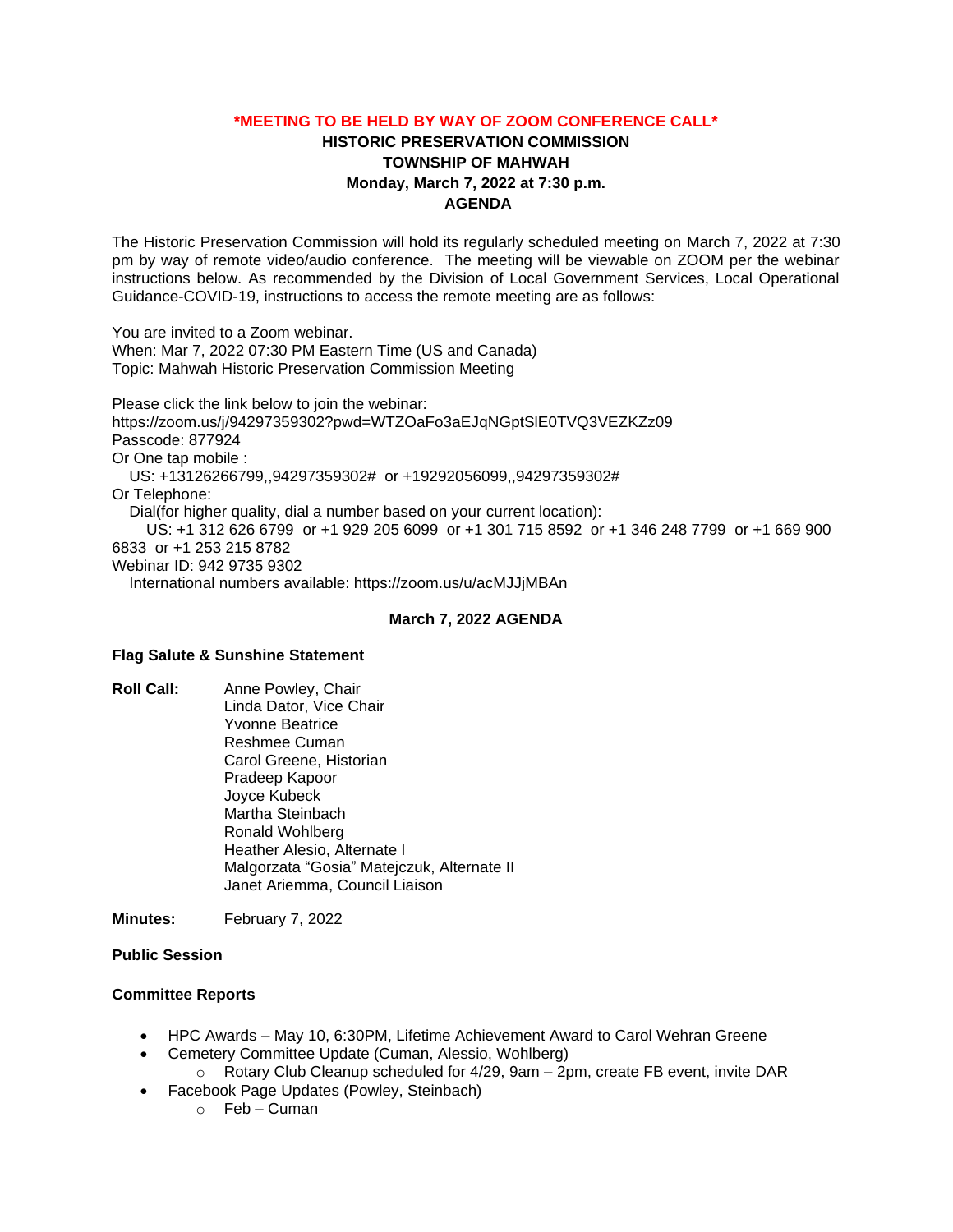**\*MEETING TO BE HELD BY WAY OF ZOOM CONFERENCE CALL\***

**HISTORIC PRESERVATION COMMISSION**
**TOWNSHIP OF MAHWAH**
**Monday, March 7, 2022 at 7:30 p.m.**
**AGENDA**

The Historic Preservation Commission will hold its regularly scheduled meeting on March 7, 2022 at 7:30 pm by way of remote video/audio conference. The meeting will be viewable on ZOOM per the webinar instructions below. As recommended by the Division of Local Government Services, Local Operational Guidance-COVID-19, instructions to access the remote meeting are as follows:

You are invited to a Zoom webinar.
When: Mar 7, 2022 07:30 PM Eastern Time (US and Canada)
Topic: Mahwah Historic Preservation Commission Meeting

Please click the link below to join the webinar:
https://zoom.us/j/94297359302?pwd=WTZOaFo3aEJqNGptSlE0TVQ3VEZKZz09
Passcode: 877924
Or One tap mobile :
US: +13126266799,,94297359302# or +19292056099,,94297359302#
Or Telephone:
Dial(for higher quality, dial a number based on your current location):
US: +1 312 626 6799 or +1 929 205 6099 or +1 301 715 8592 or +1 346 248 7799 or +1 669 900 6833 or +1 253 215 8782
Webinar ID: 942 9735 9302
International numbers available: https://zoom.us/u/acMJJjMBAn

**March 7, 2022 AGENDA**

**Flag Salute & Sunshine Statement**

**Roll Call:**
Anne Powley, Chair
Linda Dator, Vice Chair
Yvonne Beatrice
Reshmee Cuman
Carol Greene, Historian
Pradeep Kapoor
Joyce Kubeck
Martha Steinbach
Ronald Wohlberg
Heather Alesio, Alternate I
Malgorzata "Gosia" Matejczuk, Alternate II
Janet Ariemma, Council Liaison

**Minutes:** February 7, 2022

**Public Session**

**Committee Reports**

- HPC Awards – May 10, 6:30PM, Lifetime Achievement Award to Carol Wehran Greene
- Cemetery Committee Update (Cuman, Alessio, Wohlberg)
  - Rotary Club Cleanup scheduled for 4/29, 9am – 2pm, create FB event, invite DAR
- Facebook Page Updates (Powley, Steinbach)
  - Feb – Cuman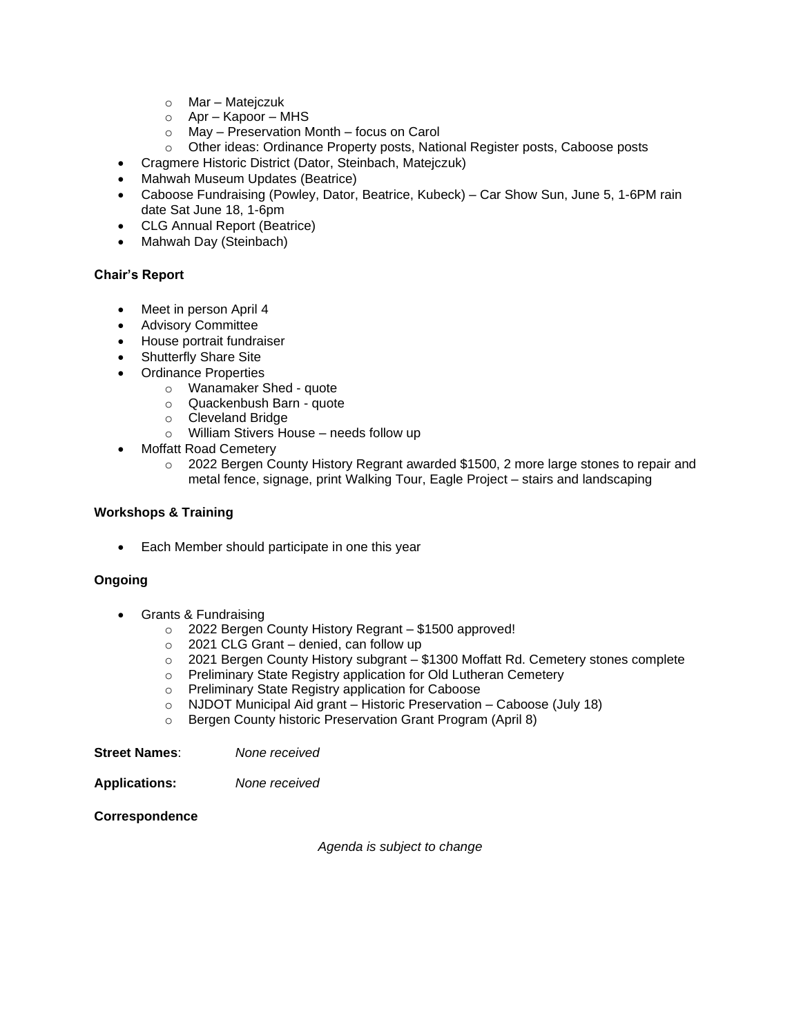- Mar – Matejczuk
  - Apr – Kapoor – MHS
  - May – Preservation Month – focus on Carol
  - Other ideas: Ordinance Property posts, National Register posts, Caboose posts
- Cragmere Historic District (Dator, Steinbach, Matejczuk)
- Mahwah Museum Updates (Beatrice)
- Caboose Fundraising (Powley, Dator, Beatrice, Kubeck) – Car Show Sun, June 5, 1-6PM rain date Sat June 18, 1-6pm
- CLG Annual Report (Beatrice)
- Mahwah Day (Steinbach)

**Chair's Report**

- Meet in person April 4
- Advisory Committee
- House portrait fundraiser
- Shutterfly Share Site
- Ordinance Properties
  - Wanamaker Shed - quote
  - Quackenbush Barn - quote
  - Cleveland Bridge
  - William Stivers House – needs follow up
- Moffatt Road Cemetery
  - 2022 Bergen County History Regrant awarded $1500, 2 more large stones to repair and metal fence, signage, print Walking Tour, Eagle Project – stairs and landscaping

**Workshops & Training**

- Each Member should participate in one this year

**Ongoing**

- Grants & Fundraising
  - 2022 Bergen County History Regrant – $1500 approved!
  - 2021 CLG Grant – denied, can follow up
  - 2021 Bergen County History subgrant – $1300 Moffatt Rd. Cemetery stones complete
  - Preliminary State Registry application for Old Lutheran Cemetery
  - Preliminary State Registry application for Caboose
  - NJDOT Municipal Aid grant – Historic Preservation – Caboose (July 18)
  - Bergen County historic Preservation Grant Program (April 8)

**Street Names**: *None received*

**Applications:** *None received*

**Correspondence**

*Agenda is subject to change*